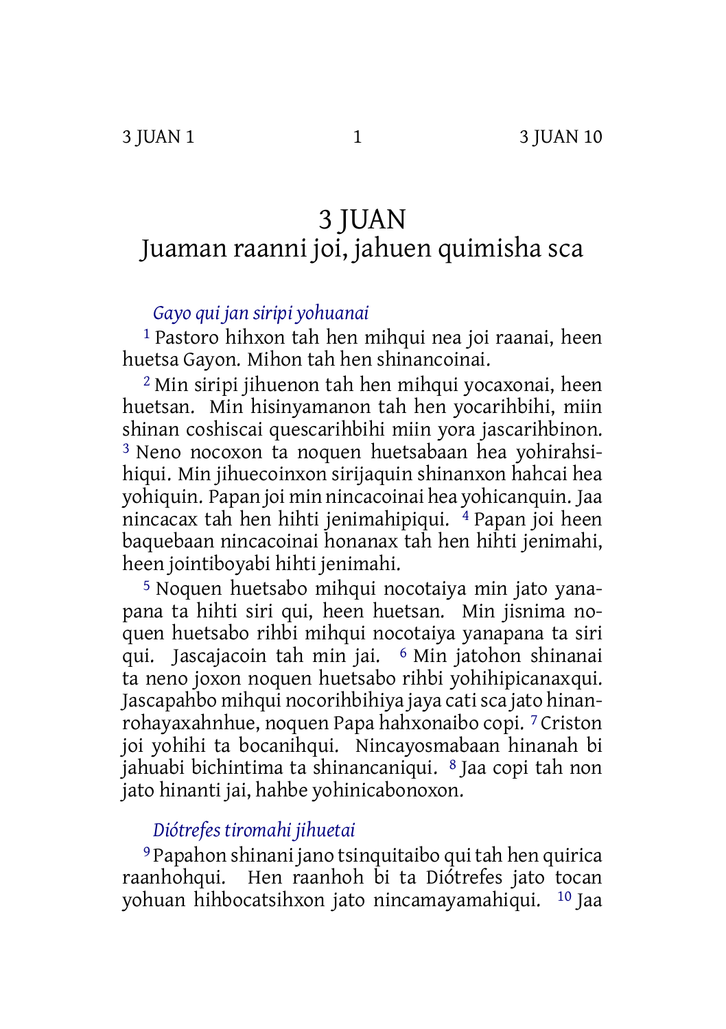# 3 JUAN

## Juaman raanni joi, jahuen quimisha sca

### *Gayo qui jan siripi yohuanai*

[1] Pastoro hihxon tah hen mihqui nea joi raanai, heen huetsa Gayon. Mihon tah hen shinancoinai.

[2] Min siripi jihuenon tah hen mihqui yocaxonai, heen huetsan. Min hisinyamanon tah hen yocarihbihi, miin shinan coshiscai quescarihbihi miin yora jascarihbinon. [3] Neno nocoxon ta noquen huetsabaan hea yohirahsihiqui. Min jihuecoinxon sirijaquin shinanxon hahcai hea yohiquin. Papan joi min nincacoinai hea yohicanquin. Jaa nincacax tah hen hihti jenimahipiqui. [4] Papan joi heen baquebaan nincacoinai honanax tah hen hihti jenimahi, heen jointiboyabi hihti jenimahi.

[5] Noquen huetsabo mihqui nocotaiya min jato yanapana ta hihti siri qui, heen huetsan. Min jisnima noquen huetsabo rihbi mihqui nocotaiya yanapana ta siri qui. Jascajacoin tah min jai. [6] Min jatohon shinanai ta neno joxon noquen huetsabo rihbi yohihipicanaxqui. Jascapahbo mihqui nocorihbihiya jaya cati sca jato hinanrohayaxahnhue, noquen Papa hahxonaibo copi. [7] Criston joi yohihi ta bocanihqui. Nincayosmabaan hinanah bi jahuabi bichintima ta shinancaniqui. [8] Jaa copi tah non jato hinanti jai, hahbe yohinicabonoxon.

### *Diótrefes tiromahi jihuetai*

[9] Papahon shinani jano tsinquitaibo qui tah hen quirica raanhohqui. Hen raanhoh bi ta Diótrefes jato tocan yohuan hihbocatsihxon jato nincamayamahiqui. [10] Jaa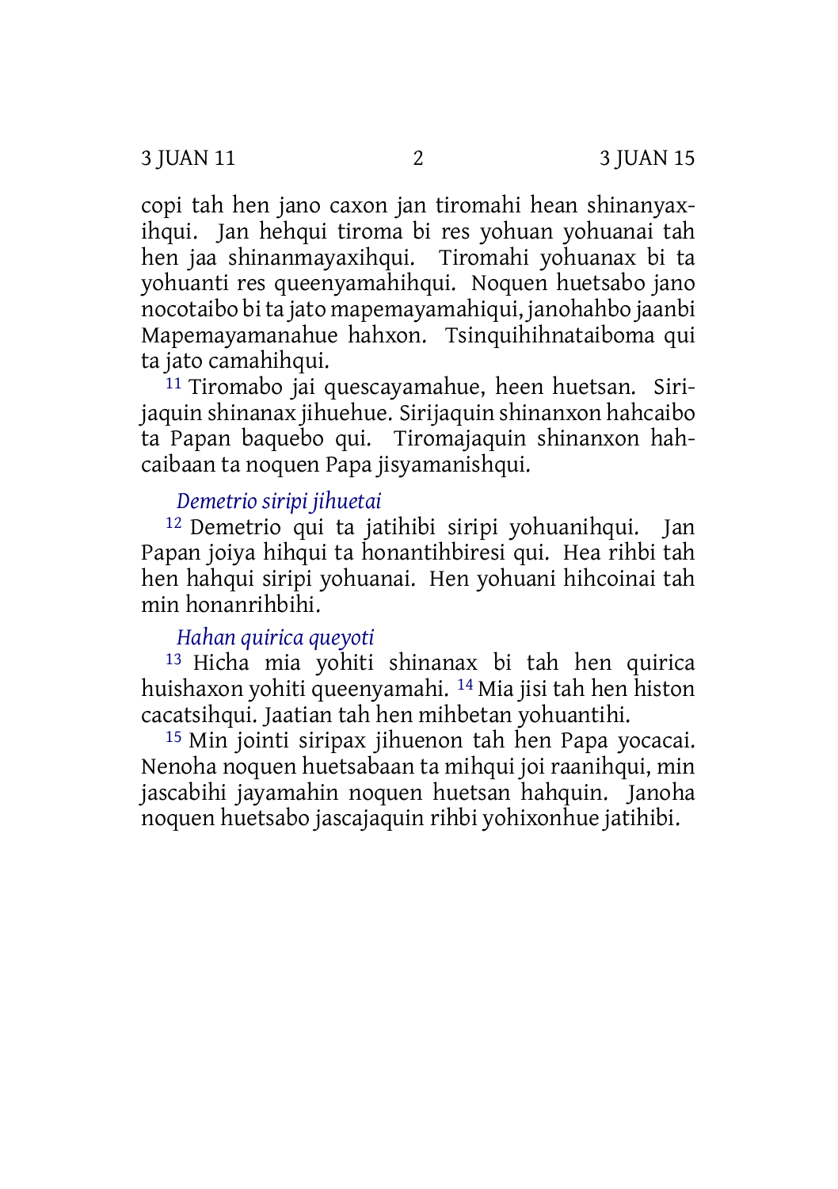copi tah hen jano caxon jan tiromahi hean shinanyaxihqui. Jan hehqui tiroma bi res yohuan yohuanai tah hen jaa shinanmayaxihqui. Tiromahi yohuanax bi ta yohuanti res queenyamahihqui. Noquen huetsabo jano nocotaibo bi ta jato mapemayamahiqui, janohahbo jaanbi Mapemayamanahue hahxon. Tsinquihihnataiboma qui ta jato camahihqui.

[11] Tiromabo jai quescayamahue, heen huetsan. Sirijaquin shinanax jihuehue. Sirijaquin shinanxon hahcaibo ta Papan baquebo qui. Tiromajaquin shinanxon hahcaibaan ta noquen Papa jisyamanishqui.

### *Demetrio siripi jihuetai*

[12] Demetrio qui ta jatihibi siripi yohuanihqui. Jan Papan joiya hihqui ta honantihbiresi qui. Hea rihbi tah hen hahqui siripi yohuanai. Hen yohuani hihcoinai tah min honanrihbihi.

### *Hahan quirica queyoti*

[13] Hicha mia yohiti shinanax bi tah hen quirica huishaxon yohiti queenyamahi. [14] Mia jisi tah hen histon cacatsihqui. Jaatian tah hen mihbetan yohuantihi.

[15] Min jointi siripax jihuenon tah hen Papa yocacai. Nenoha noquen huetsabaan ta mihqui joi raanihqui, min jascabihi jayamahin noquen huetsan hahquin. Janoha noquen huetsabo jascajaquin rihbi yohixonhue jatihibi.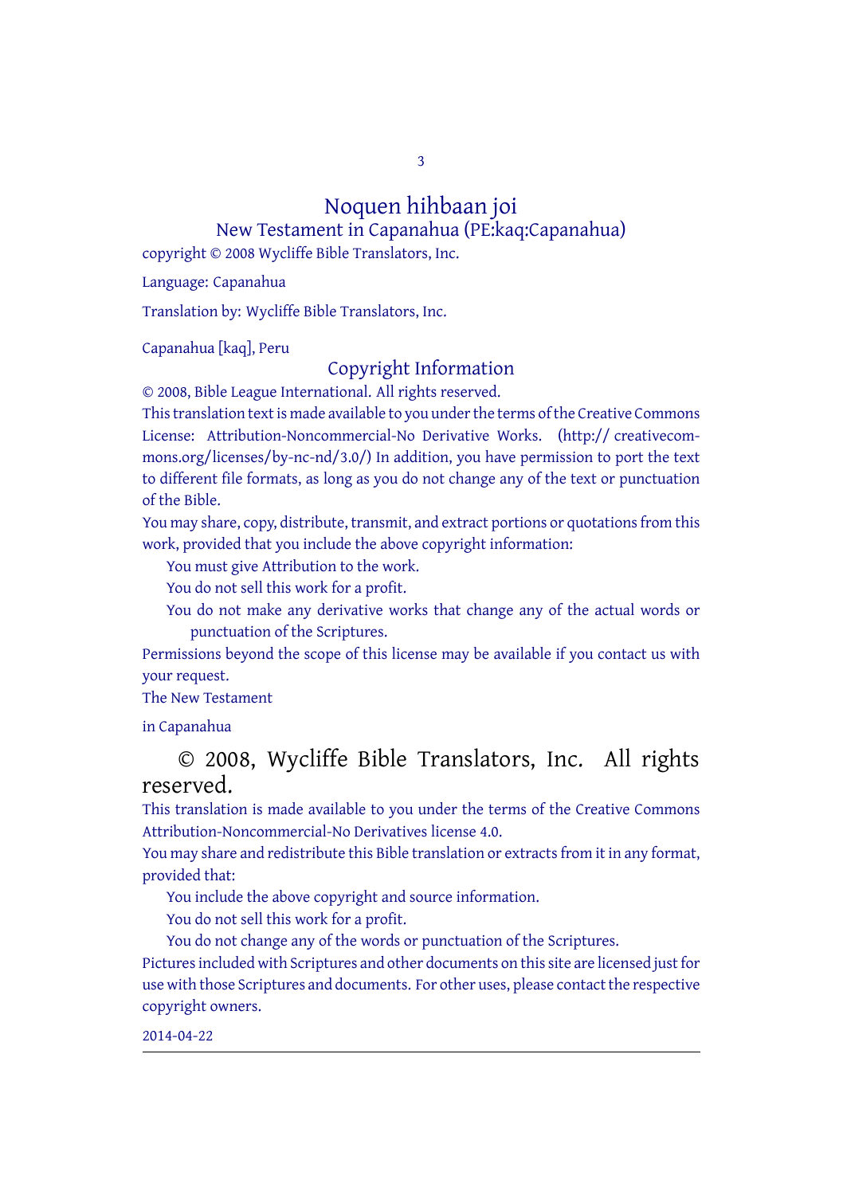# Noquen hihbaan joi

## New Testament in Capanahua (PE:kaq:Capanahua)

copyright © 2008 Wycliffe Bible Translators, Inc.

Language: Capanahua

Translation by: Wycliffe Bible Translators, Inc.

Capanahua [kaq], Peru

## Copyright Information

© 2008, Bible League International. All rights reserved.

This translation text is made available to you under the terms of the Creative Commons License: Attribution-Noncommercial-No Derivative Works. (http:// creativecommons.org/licenses/by-nc-nd/3.0/) In addition, you have permission to port the text to different file formats, as long as you do not change any of the text or punctuation of the Bible.

You may share, copy, distribute, transmit, and extract portions or quotations from this work, provided that you include the above copyright information:

You must give Attribution to the work.

You do not sell this work for a profit.

You do not make any derivative works that change any of the actual words or punctuation of the Scriptures.

Permissions beyond the scope of this license may be available if you contact us with your request.

The New Testament

in Capanahua

© 2008, Wycliffe Bible Translators, Inc. All rights reserved.

This translation is made available to you under the terms of the Creative Commons Attribution-Noncommercial-No Derivatives license 4.0.

You may share and redistribute this Bible translation or extracts from it in any format, provided that:

You include the above copyright and source information.

You do not sell this work for a profit.

You do not change any of the words or punctuation of the Scriptures.

Pictures included with Scriptures and other documents on this site are licensed just for use with those Scriptures and documents. For other uses, please contact the respective copyright owners.

2014-04-22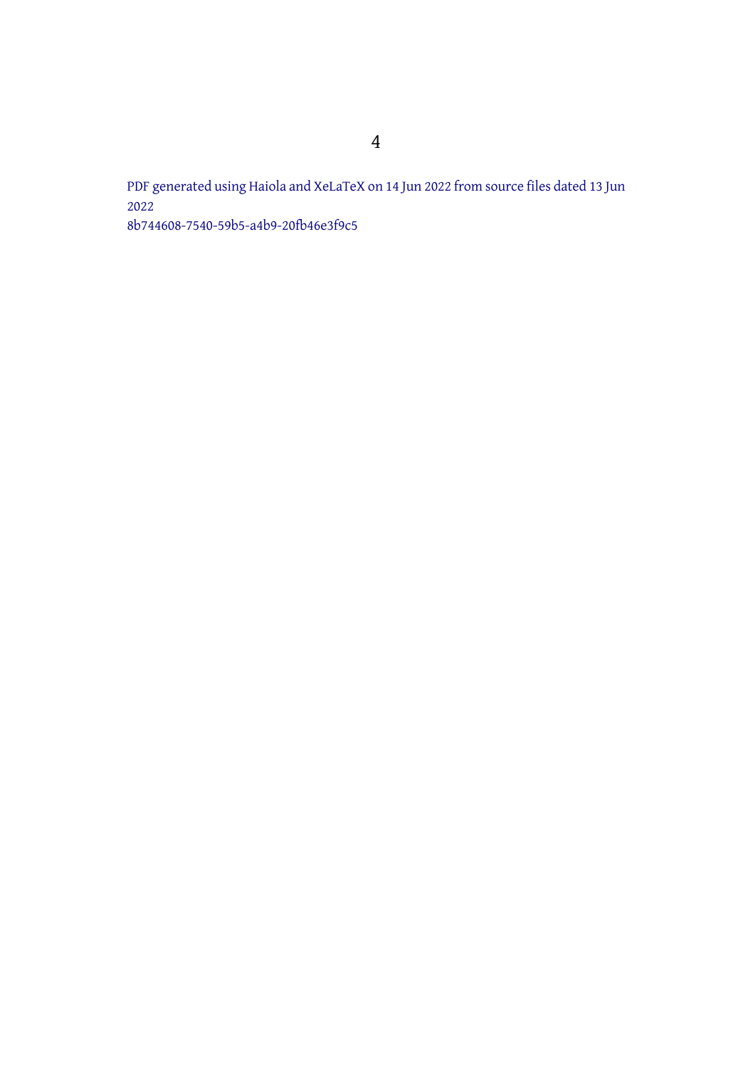PDF generated using Haiola and XeLaTeX on 14 Jun 2022 from source files dated 13 Jun 2022
8b744608-7540-59b5-a4b9-20fb46e3f9c5